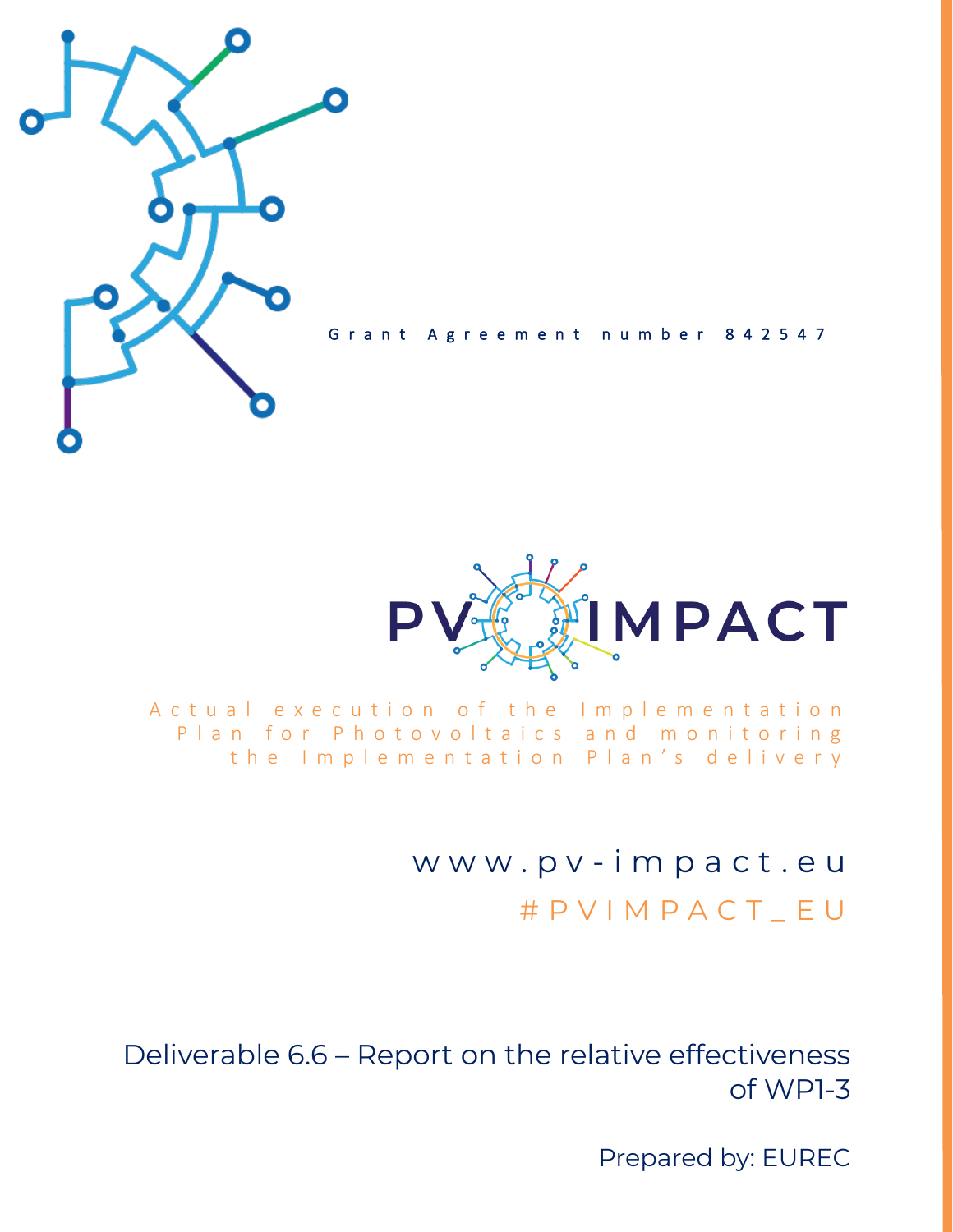Grant Agreement number 842547

PV IMPACT

Actual execution of the Implementation Plan for Photovoltaics and monitoring the Implementation Plan's delivery

www.pv-impact.eu

#PVIMPACT_EU

# Deliverable 6.6 – Report on the relative effectiveness of WP1-3

Prepared by: EUREC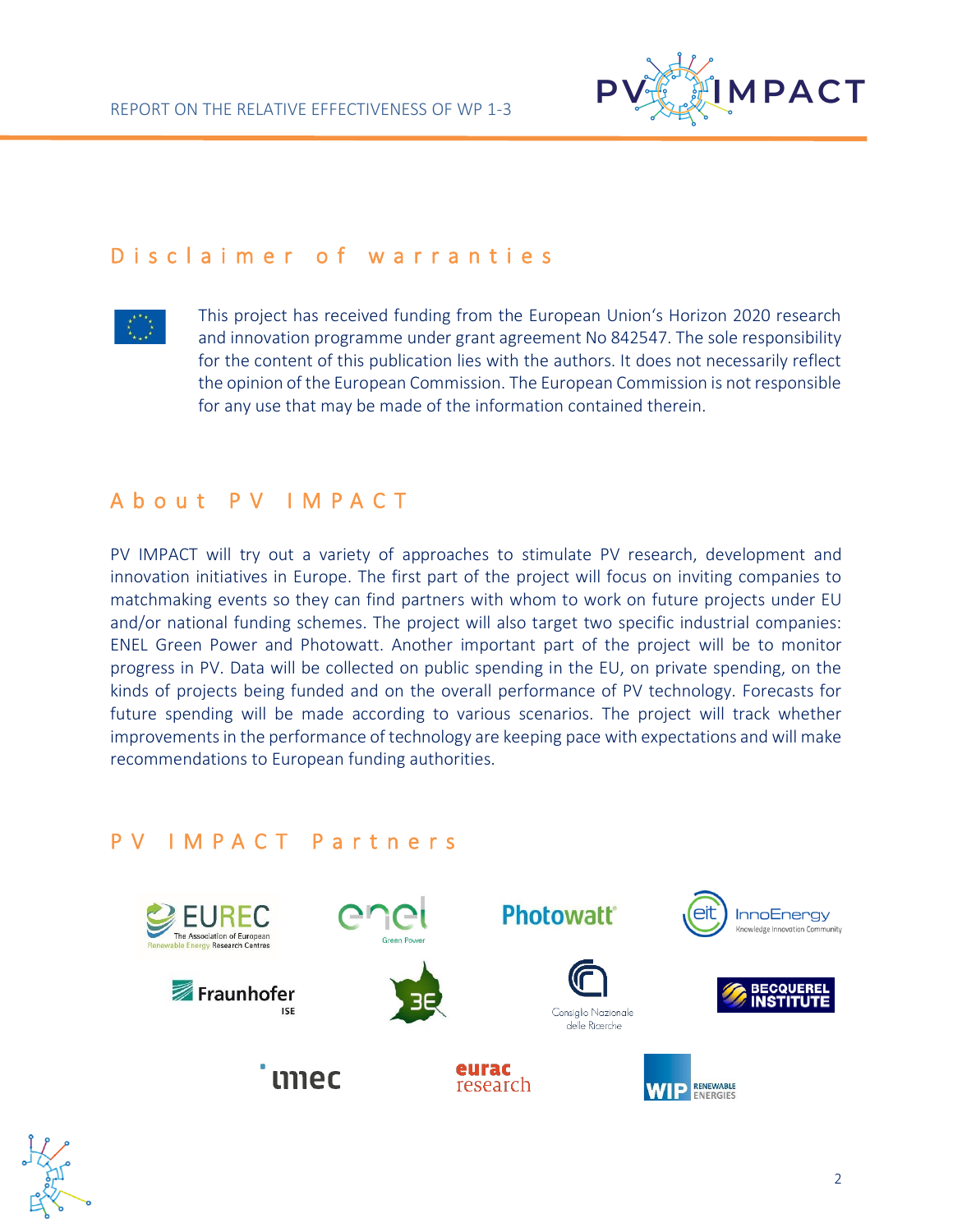## Disclaimer of warranties

This project has received funding from the European Union's Horizon 2020 research and innovation programme under grant agreement No 842547. The sole responsibility for the content of this publication lies with the authors. It does not necessarily reflect the opinion of the European Commission. The European Commission is not responsible for any use that may be made of the information contained therein.

## About PV IMPACT

PV IMPACT will try out a variety of approaches to stimulate PV research, development and innovation initiatives in Europe. The first part of the project will focus on inviting companies to matchmaking events so they can find partners with whom to work on future projects under EU and/or national funding schemes. The project will also target two specific industrial companies: ENEL Green Power and Photowatt. Another important part of the project will be to monitor progress in PV. Data will be collected on public spending in the EU, on private spending, on the kinds of projects being funded and on the overall performance of PV technology. Forecasts for future spending will be made according to various scenarios. The project will track whether improvements in the performance of technology are keeping pace with expectations and will make recommendations to European funding authorities.

## PV IMPACT Partners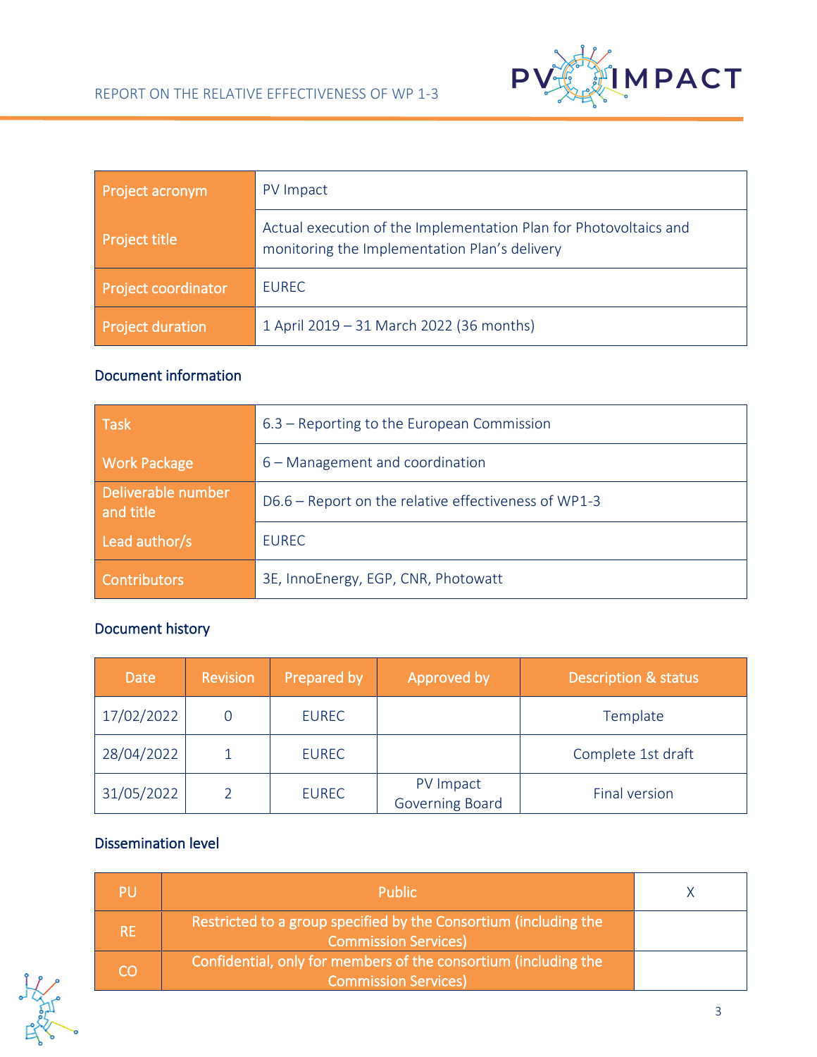| Project acronym | PV Impact |
| --- | --- |
| Project title | Actual execution of the Implementation Plan for Photovoltaics and monitoring the Implementation Plan's delivery |
| Project coordinator | EUREC |
| Project duration | 1 April 2019 – 31 March 2022 (36 months) |

## Document information

| Task | 6.3 – Reporting to the European Commission |
| --- | --- |
| Work Package | 6 – Management and coordination |
| Deliverable number and title | D6.6 – Report on the relative effectiveness of WP1-3 |
| Lead author/s | EUREC |
| Contributors | 3E, InnoEnergy, EGP, CNR, Photowatt |

## Document history

| Date | Revision | Prepared by | Approved by | Description & status |
| --- | --- | --- | --- | --- |
| 17/02/2022 | 0 | EUREC | | Template |
| 28/04/2022 | 1 | EUREC | | Complete 1st draft |
| 31/05/2022 | 2 | EUREC | PV Impact Governing Board | Final version |

## Dissemination level

| PU | Public | X |
| --- | --- | --- |
| RE | Restricted to a group specified by the Consortium (including the Commission Services) | |
| CO | Confidential, only for members of the consortium (including the Commission Services) | |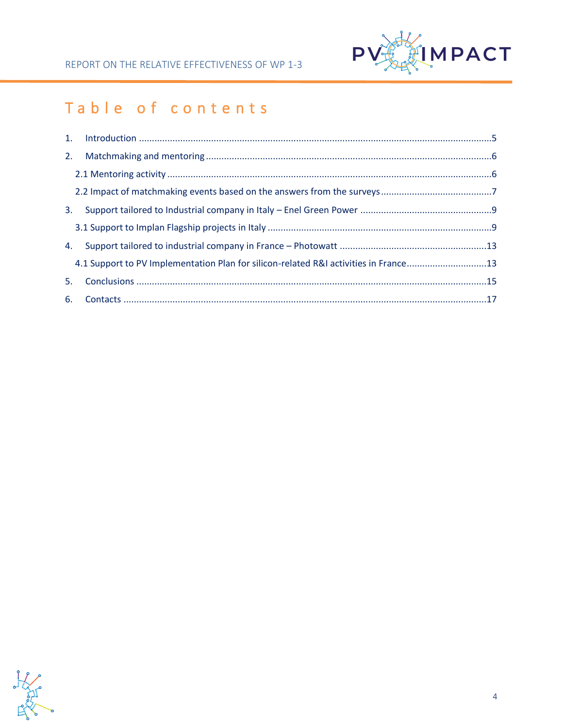# Table of contents

1. Introduction ....................................................................................................................5
2. Matchmaking and mentoring .............................................................................................6
   - 2.1 Mentoring activity .................................................................................................6
   - 2.2 Impact of matchmaking events based on the answers from the surveys ..................................7
3. Support tailored to Industrial company in Italy – Enel Green Power ........................................9
   - 3.1 Support to Implan Flagship projects in Italy ................................................................9
4. Support tailored to industrial company in France – Photowatt ...............................................13
   - 4.1 Support to PV Implementation Plan for silicon-related R&I activities in France ......................13
5. Conclusions ....................................................................................................................15
6. Contacts .........................................................................................................................17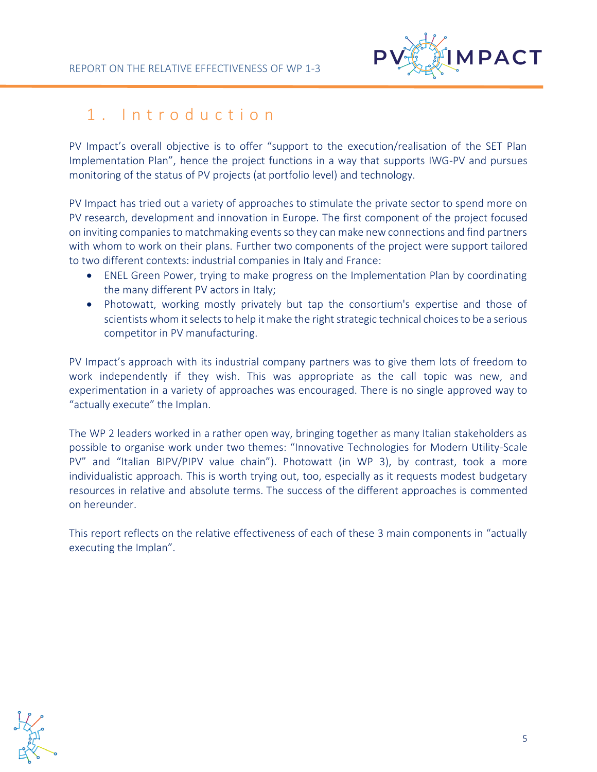# 1. Introduction

PV Impact's overall objective is to offer "support to the execution/realisation of the SET Plan Implementation Plan", hence the project functions in a way that supports IWG-PV and pursues monitoring of the status of PV projects (at portfolio level) and technology.

PV Impact has tried out a variety of approaches to stimulate the private sector to spend more on PV research, development and innovation in Europe. The first component of the project focused on inviting companies to matchmaking events so they can make new connections and find partners with whom to work on their plans. Further two components of the project were support tailored to two different contexts: industrial companies in Italy and France:

- ENEL Green Power, trying to make progress on the Implementation Plan by coordinating the many different PV actors in Italy;
- Photowatt, working mostly privately but tap the consortium's expertise and those of scientists whom it selects to help it make the right strategic technical choices to be a serious competitor in PV manufacturing.

PV Impact's approach with its industrial company partners was to give them lots of freedom to work independently if they wish. This was appropriate as the call topic was new, and experimentation in a variety of approaches was encouraged. There is no single approved way to "actually execute" the Implan.

The WP 2 leaders worked in a rather open way, bringing together as many Italian stakeholders as possible to organise work under two themes: "Innovative Technologies for Modern Utility-Scale PV" and "Italian BIPV/PIPV value chain"). Photowatt (in WP 3), by contrast, took a more individualistic approach. This is worth trying out, too, especially as it requests modest budgetary resources in relative and absolute terms. The success of the different approaches is commented on hereunder.

This report reflects on the relative effectiveness of each of these 3 main components in "actually executing the Implan".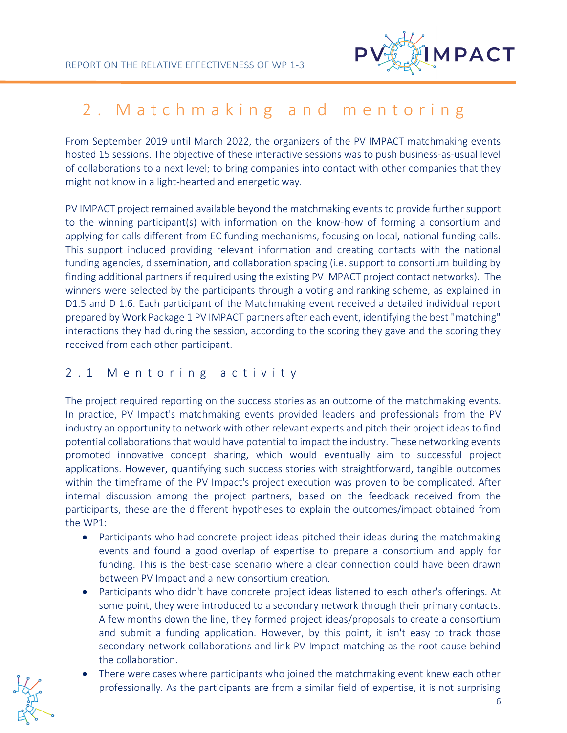# 2. Matchmaking and mentoring

From September 2019 until March 2022, the organizers of the PV IMPACT matchmaking events hosted 15 sessions. The objective of these interactive sessions was to push business-as-usual level of collaborations to a next level; to bring companies into contact with other companies that they might not know in a light-hearted and energetic way.

PV IMPACT project remained available beyond the matchmaking events to provide further support to the winning participant(s) with information on the know-how of forming a consortium and applying for calls different from EC funding mechanisms, focusing on local, national funding calls. This support included providing relevant information and creating contacts with the national funding agencies, dissemination, and collaboration spacing (i.e. support to consortium building by finding additional partners if required using the existing PV IMPACT project contact networks). The winners were selected by the participants through a voting and ranking scheme, as explained in D1.5 and D 1.6. Each participant of the Matchmaking event received a detailed individual report prepared by Work Package 1 PV IMPACT partners after each event, identifying the best "matching" interactions they had during the session, according to the scoring they gave and the scoring they received from each other participant.

## 2.1 Mentoring activity

The project required reporting on the success stories as an outcome of the matchmaking events. In practice, PV Impact's matchmaking events provided leaders and professionals from the PV industry an opportunity to network with other relevant experts and pitch their project ideas to find potential collaborations that would have potential to impact the industry. These networking events promoted innovative concept sharing, which would eventually aim to successful project applications. However, quantifying such success stories with straightforward, tangible outcomes within the timeframe of the PV Impact's project execution was proven to be complicated. After internal discussion among the project partners, based on the feedback received from the participants, these are the different hypotheses to explain the outcomes/impact obtained from the WP1:

- Participants who had concrete project ideas pitched their ideas during the matchmaking events and found a good overlap of expertise to prepare a consortium and apply for funding. This is the best-case scenario where a clear connection could have been drawn between PV Impact and a new consortium creation.
- Participants who didn't have concrete project ideas listened to each other's offerings. At some point, they were introduced to a secondary network through their primary contacts. A few months down the line, they formed project ideas/proposals to create a consortium and submit a funding application. However, by this point, it isn't easy to track those secondary network collaborations and link PV Impact matching as the root cause behind the collaboration.
- There were cases where participants who joined the matchmaking event knew each other professionally. As the participants are from a similar field of expertise, it is not surprising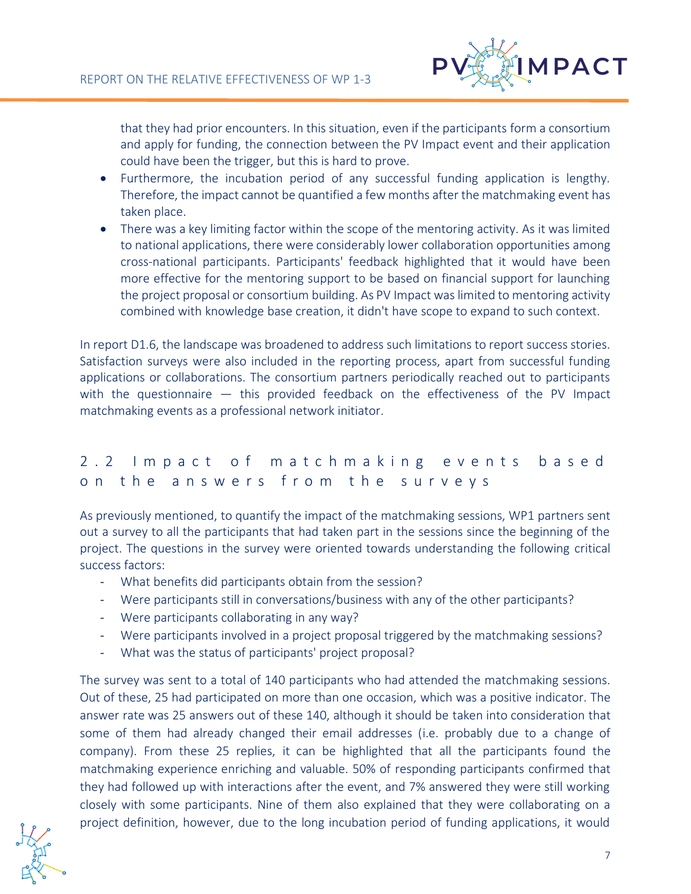that they had prior encounters. In this situation, even if the participants form a consortium and apply for funding, the connection between the PV Impact event and their application could have been the trigger, but this is hard to prove.

- Furthermore, the incubation period of any successful funding application is lengthy. Therefore, the impact cannot be quantified a few months after the matchmaking event has taken place.
- There was a key limiting factor within the scope of the mentoring activity. As it was limited to national applications, there were considerably lower collaboration opportunities among cross-national participants. Participants' feedback highlighted that it would have been more effective for the mentoring support to be based on financial support for launching the project proposal or consortium building. As PV Impact was limited to mentoring activity combined with knowledge base creation, it didn't have scope to expand to such context.

In report D1.6, the landscape was broadened to address such limitations to report success stories. Satisfaction surveys were also included in the reporting process, apart from successful funding applications or collaborations. The consortium partners periodically reached out to participants with the questionnaire — this provided feedback on the effectiveness of the PV Impact matchmaking events as a professional network initiator.

## 2.2 Impact of matchmaking events based on the answers from the surveys

As previously mentioned, to quantify the impact of the matchmaking sessions, WP1 partners sent out a survey to all the participants that had taken part in the sessions since the beginning of the project. The questions in the survey were oriented towards understanding the following critical success factors:

- What benefits did participants obtain from the session?
- Were participants still in conversations/business with any of the other participants?
- Were participants collaborating in any way?
- Were participants involved in a project proposal triggered by the matchmaking sessions?
- What was the status of participants' project proposal?

The survey was sent to a total of 140 participants who had attended the matchmaking sessions. Out of these, 25 had participated on more than one occasion, which was a positive indicator. The answer rate was 25 answers out of these 140, although it should be taken into consideration that some of them had already changed their email addresses (i.e. probably due to a change of company). From these 25 replies, it can be highlighted that all the participants found the matchmaking experience enriching and valuable. 50% of responding participants confirmed that they had followed up with interactions after the event, and 7% answered they were still working closely with some participants. Nine of them also explained that they were collaborating on a project definition, however, due to the long incubation period of funding applications, it would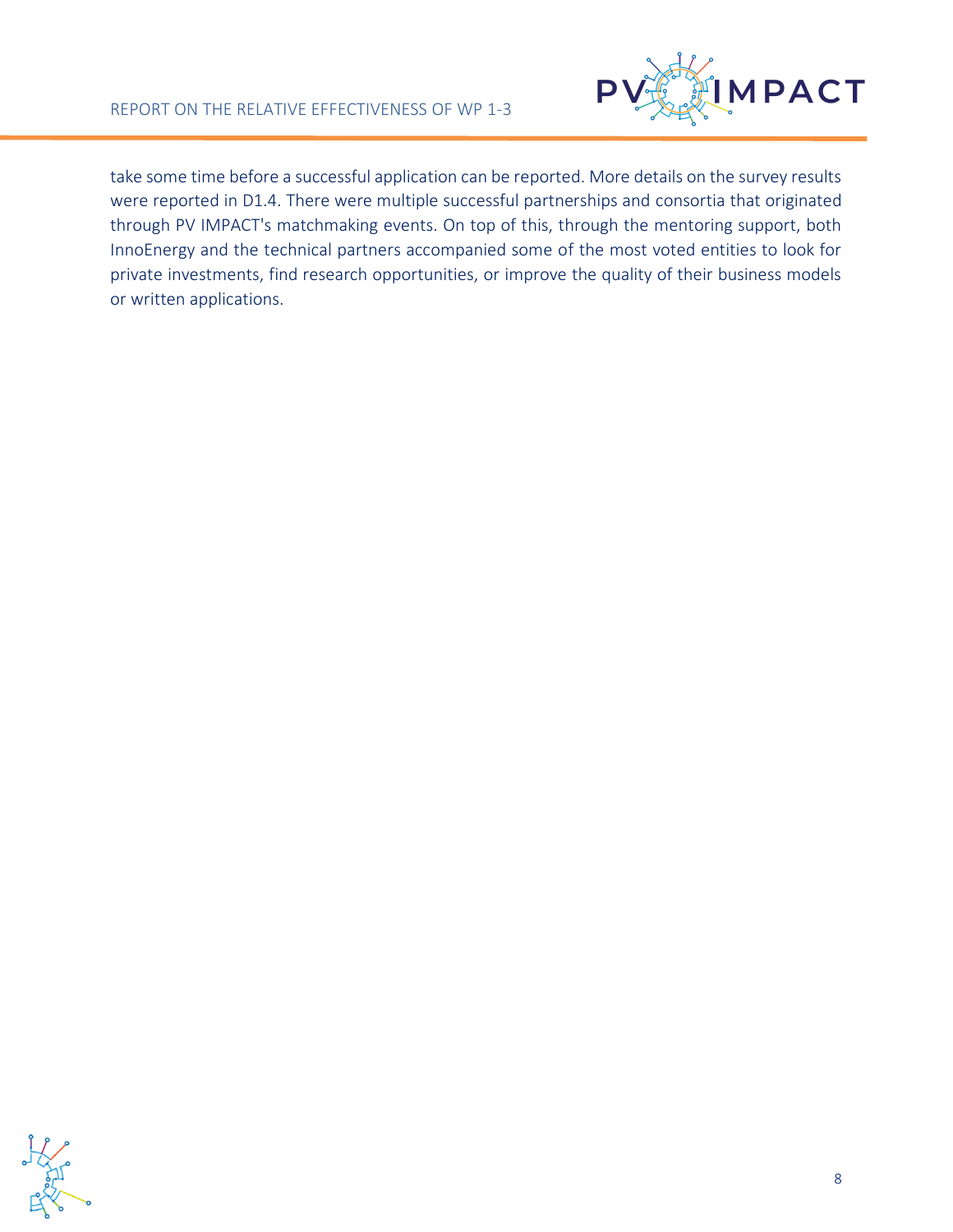take some time before a successful application can be reported. More details on the survey results were reported in D1.4. There were multiple successful partnerships and consortia that originated through PV IMPACT's matchmaking events. On top of this, through the mentoring support, both InnoEnergy and the technical partners accompanied some of the most voted entities to look for private investments, find research opportunities, or improve the quality of their business models or written applications.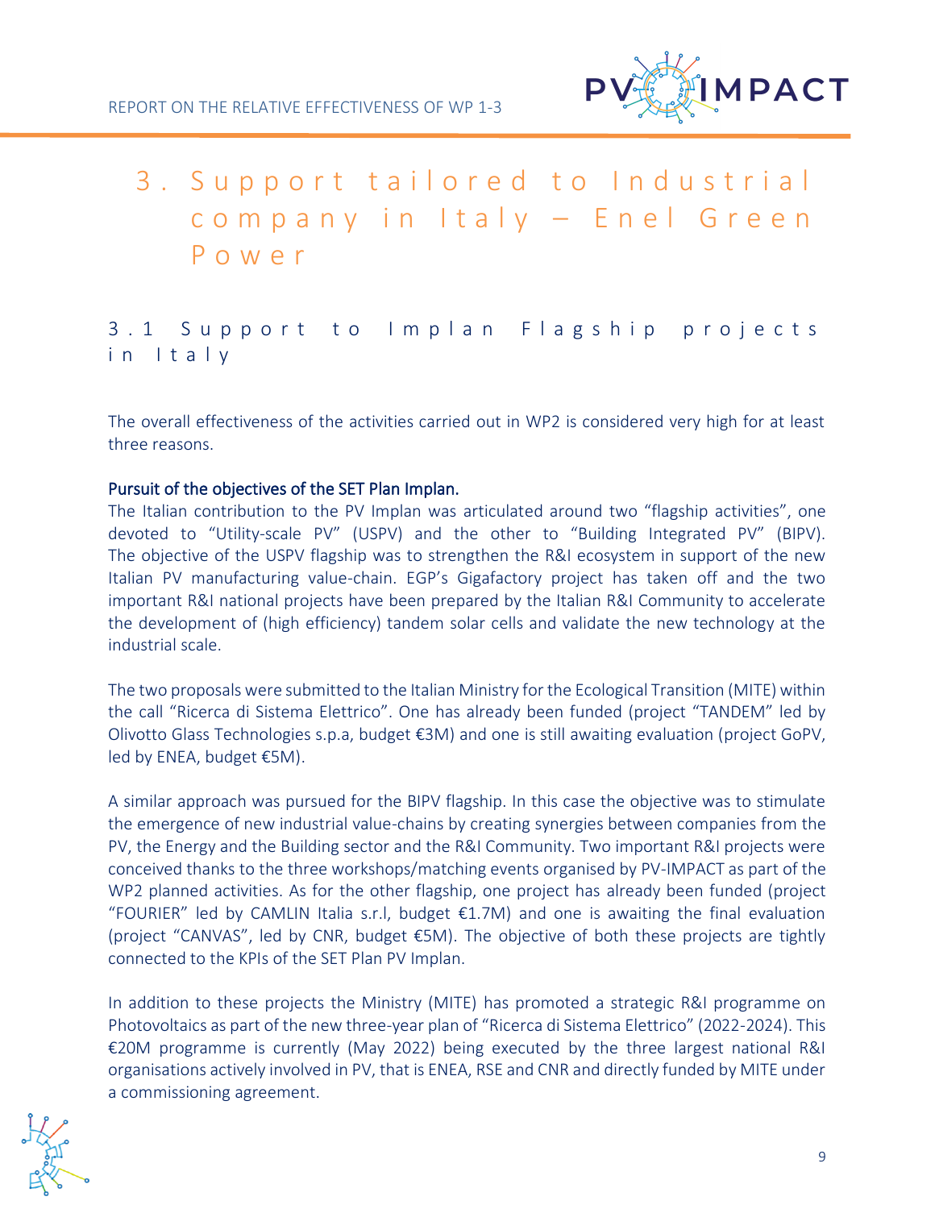# 3. Support tailored to Industrial company in Italy – Enel Green Power

## 3.1 Support to Implan Flagship projects in Italy

The overall effectiveness of the activities carried out in WP2 is considered very high for at least three reasons.

**Pursuit of the objectives of the SET Plan Implan.**
The Italian contribution to the PV Implan was articulated around two "flagship activities", one devoted to "Utility-scale PV" (USPV) and the other to "Building Integrated PV" (BIPV). The objective of the USPV flagship was to strengthen the R&I ecosystem in support of the new Italian PV manufacturing value-chain. EGP's Gigafactory project has taken off and the two important R&I national projects have been prepared by the Italian R&I Community to accelerate the development of (high efficiency) tandem solar cells and validate the new technology at the industrial scale.

The two proposals were submitted to the Italian Ministry for the Ecological Transition (MITE) within the call "Ricerca di Sistema Elettrico". One has already been funded (project "TANDEM" led by Olivotto Glass Technologies s.p.a, budget €3M) and one is still awaiting evaluation (project GoPV, led by ENEA, budget €5M).

A similar approach was pursued for the BIPV flagship. In this case the objective was to stimulate the emergence of new industrial value-chains by creating synergies between companies from the PV, the Energy and the Building sector and the R&I Community. Two important R&I projects were conceived thanks to the three workshops/matching events organised by PV-IMPACT as part of the WP2 planned activities. As for the other flagship, one project has already been funded (project "FOURIER" led by CAMLIN Italia s.r.l, budget €1.7M) and one is awaiting the final evaluation (project "CANVAS", led by CNR, budget €5M). The objective of both these projects are tightly connected to the KPIs of the SET Plan PV Implan.

In addition to these projects the Ministry (MITE) has promoted a strategic R&I programme on Photovoltaics as part of the new three-year plan of "Ricerca di Sistema Elettrico" (2022-2024). This €20M programme is currently (May 2022) being executed by the three largest national R&I organisations actively involved in PV, that is ENEA, RSE and CNR and directly funded by MITE under a commissioning agreement.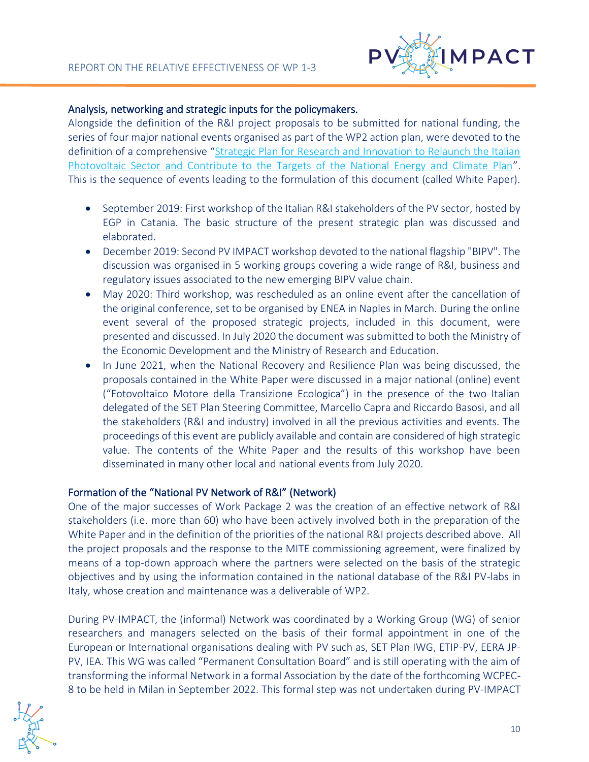### Analysis, networking and strategic inputs for the policymakers.

Alongside the definition of the R&I project proposals to be submitted for national funding, the series of four major national events organised as part of the WP2 action plan, were devoted to the definition of a comprehensive "Strategic Plan for Research and Innovation to Relaunch the Italian Photovoltaic Sector and Contribute to the Targets of the National Energy and Climate Plan". This is the sequence of events leading to the formulation of this document (called White Paper).

- September 2019: First workshop of the Italian R&I stakeholders of the PV sector, hosted by EGP in Catania. The basic structure of the present strategic plan was discussed and elaborated.
- December 2019: Second PV IMPACT workshop devoted to the national flagship "BIPV". The discussion was organised in 5 working groups covering a wide range of R&I, business and regulatory issues associated to the new emerging BIPV value chain.
- May 2020: Third workshop, was rescheduled as an online event after the cancellation of the original conference, set to be organised by ENEA in Naples in March. During the online event several of the proposed strategic projects, included in this document, were presented and discussed. In July 2020 the document was submitted to both the Ministry of the Economic Development and the Ministry of Research and Education.
- In June 2021, when the National Recovery and Resilience Plan was being discussed, the proposals contained in the White Paper were discussed in a major national (online) event ("Fotovoltaico Motore della Transizione Ecologica") in the presence of the two Italian delegated of the SET Plan Steering Committee, Marcello Capra and Riccardo Basosi, and all the stakeholders (R&I and industry) involved in all the previous activities and events. The proceedings of this event are publicly available and contain are considered of high strategic value. The contents of the White Paper and the results of this workshop have been disseminated in many other local and national events from July 2020.

### Formation of the "National PV Network of R&I" (Network)

One of the major successes of Work Package 2 was the creation of an effective network of R&I stakeholders (i.e. more than 60) who have been actively involved both in the preparation of the White Paper and in the definition of the priorities of the national R&I projects described above. All the project proposals and the response to the MITE commissioning agreement, were finalized by means of a top-down approach where the partners were selected on the basis of the strategic objectives and by using the information contained in the national database of the R&I PV-labs in Italy, whose creation and maintenance was a deliverable of WP2.

During PV-IMPACT, the (informal) Network was coordinated by a Working Group (WG) of senior researchers and managers selected on the basis of their formal appointment in one of the European or International organisations dealing with PV such as, SET Plan IWG, ETIP-PV, EERA JP-PV, IEA. This WG was called "Permanent Consultation Board" and is still operating with the aim of transforming the informal Network in a formal Association by the date of the forthcoming WCPEC-8 to be held in Milan in September 2022. This formal step was not undertaken during PV-IMPACT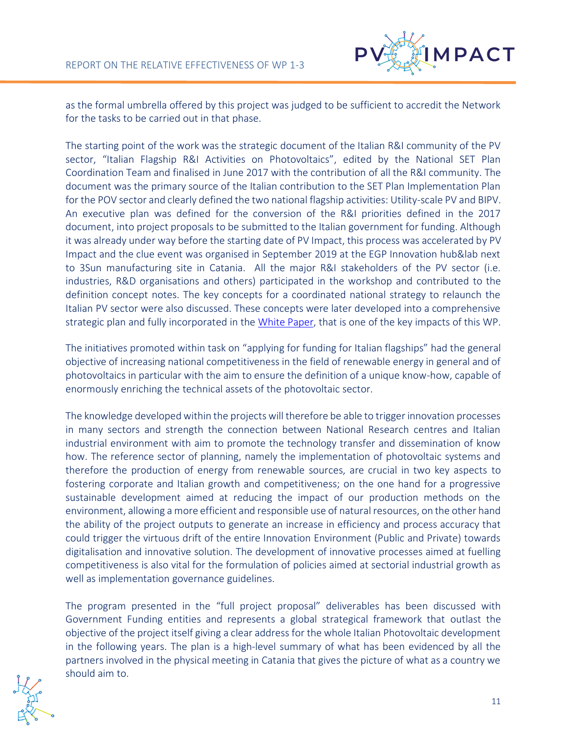as the formal umbrella offered by this project was judged to be sufficient to accredit the Network for the tasks to be carried out in that phase.

The starting point of the work was the strategic document of the Italian R&I community of the PV sector, “Italian Flagship R&I Activities on Photovoltaics”, edited by the National SET Plan Coordination Team and finalised in June 2017 with the contribution of all the R&I community. The document was the primary source of the Italian contribution to the SET Plan Implementation Plan for the POV sector and clearly defined the two national flagship activities: Utility-scale PV and BIPV. An executive plan was defined for the conversion of the R&I priorities defined in the 2017 document, into project proposals to be submitted to the Italian government for funding. Although it was already under way before the starting date of PV Impact, this process was accelerated by PV Impact and the clue event was organised in September 2019 at the EGP Innovation hub&lab next to 3Sun manufacturing site in Catania. All the major R&I stakeholders of the PV sector (i.e. industries, R&D organisations and others) participated in the workshop and contributed to the definition concept notes. The key concepts for a coordinated national strategy to relaunch the Italian PV sector were also discussed. These concepts were later developed into a comprehensive strategic plan and fully incorporated in the White Paper, that is one of the key impacts of this WP.

The initiatives promoted within task on “applying for funding for Italian flagships” had the general objective of increasing national competitiveness in the field of renewable energy in general and of photovoltaics in particular with the aim to ensure the definition of a unique know-how, capable of enormously enriching the technical assets of the photovoltaic sector.

The knowledge developed within the projects will therefore be able to trigger innovation processes in many sectors and strength the connection between National Research centres and Italian industrial environment with aim to promote the technology transfer and dissemination of know how. The reference sector of planning, namely the implementation of photovoltaic systems and therefore the production of energy from renewable sources, are crucial in two key aspects to fostering corporate and Italian growth and competitiveness; on the one hand for a progressive sustainable development aimed at reducing the impact of our production methods on the environment, allowing a more efficient and responsible use of natural resources, on the other hand the ability of the project outputs to generate an increase in efficiency and process accuracy that could trigger the virtuous drift of the entire Innovation Environment (Public and Private) towards digitalisation and innovative solution. The development of innovative processes aimed at fuelling competitiveness is also vital for the formulation of policies aimed at sectorial industrial growth as well as implementation governance guidelines.

The program presented in the “full project proposal” deliverables has been discussed with Government Funding entities and represents a global strategical framework that outlast the objective of the project itself giving a clear address for the whole Italian Photovoltaic development in the following years. The plan is a high-level summary of what has been evidenced by all the partners involved in the physical meeting in Catania that gives the picture of what as a country we should aim to.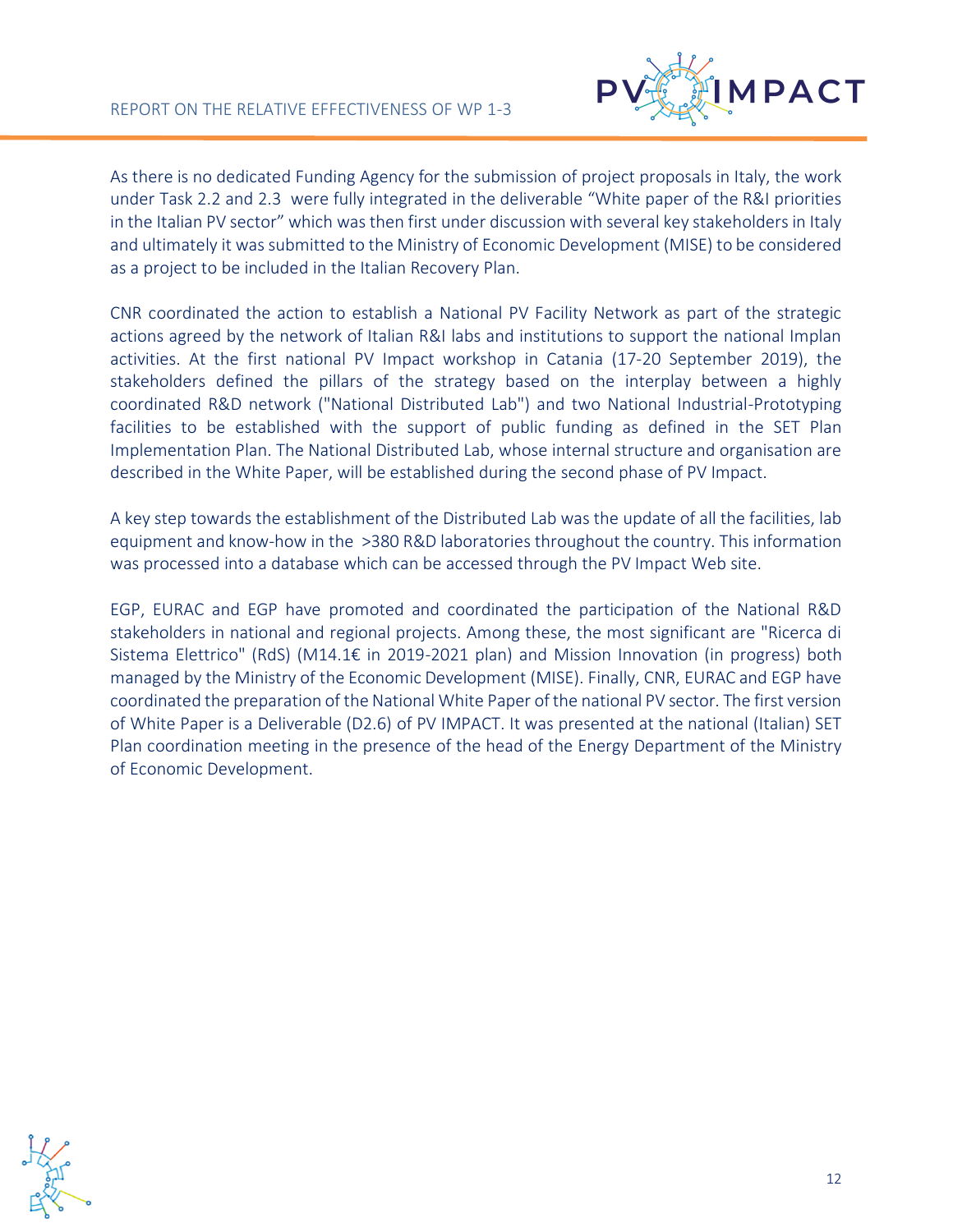As there is no dedicated Funding Agency for the submission of project proposals in Italy, the work under Task 2.2 and 2.3 were fully integrated in the deliverable “White paper of the R&I priorities in the Italian PV sector” which was then first under discussion with several key stakeholders in Italy and ultimately it was submitted to the Ministry of Economic Development (MISE) to be considered as a project to be included in the Italian Recovery Plan.

CNR coordinated the action to establish a National PV Facility Network as part of the strategic actions agreed by the network of Italian R&I labs and institutions to support the national Implan activities. At the first national PV Impact workshop in Catania (17-20 September 2019), the stakeholders defined the pillars of the strategy based on the interplay between a highly coordinated R&D network ("National Distributed Lab") and two National Industrial-Prototyping facilities to be established with the support of public funding as defined in the SET Plan Implementation Plan. The National Distributed Lab, whose internal structure and organisation are described in the White Paper, will be established during the second phase of PV Impact.

A key step towards the establishment of the Distributed Lab was the update of all the facilities, lab equipment and know-how in the >380 R&D laboratories throughout the country. This information was processed into a database which can be accessed through the PV Impact Web site.

EGP, EURAC and EGP have promoted and coordinated the participation of the National R&D stakeholders in national and regional projects. Among these, the most significant are "Ricerca di Sistema Elettrico" (RdS) (M14.1€ in 2019-2021 plan) and Mission Innovation (in progress) both managed by the Ministry of the Economic Development (MISE). Finally, CNR, EURAC and EGP have coordinated the preparation of the National White Paper of the national PV sector. The first version of White Paper is a Deliverable (D2.6) of PV IMPACT. It was presented at the national (Italian) SET Plan coordination meeting in the presence of the head of the Energy Department of the Ministry of Economic Development.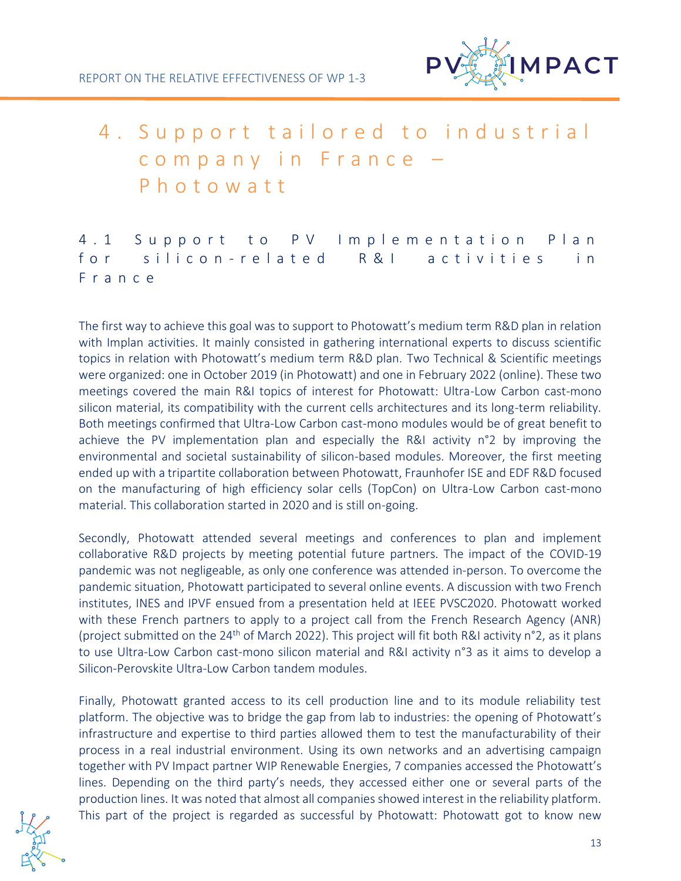# 4. Support tailored to industrial company in France – Photowatt

## 4.1 Support to PV Implementation Plan for silicon-related R&I activities in France

The first way to achieve this goal was to support to Photowatt's medium term R&D plan in relation with Implan activities. It mainly consisted in gathering international experts to discuss scientific topics in relation with Photowatt's medium term R&D plan. Two Technical & Scientific meetings were organized: one in October 2019 (in Photowatt) and one in February 2022 (online). These two meetings covered the main R&I topics of interest for Photowatt: Ultra-Low Carbon cast-mono silicon material, its compatibility with the current cells architectures and its long-term reliability. Both meetings confirmed that Ultra-Low Carbon cast-mono modules would be of great benefit to achieve the PV implementation plan and especially the R&I activity n°2 by improving the environmental and societal sustainability of silicon-based modules. Moreover, the first meeting ended up with a tripartite collaboration between Photowatt, Fraunhofer ISE and EDF R&D focused on the manufacturing of high efficiency solar cells (TopCon) on Ultra-Low Carbon cast-mono material. This collaboration started in 2020 and is still on-going.

Secondly, Photowatt attended several meetings and conferences to plan and implement collaborative R&D projects by meeting potential future partners. The impact of the COVID-19 pandemic was not negligeable, as only one conference was attended in-person. To overcome the pandemic situation, Photowatt participated to several online events. A discussion with two French institutes, INES and IPVF ensued from a presentation held at IEEE PVSC2020. Photowatt worked with these French partners to apply to a project call from the French Research Agency (ANR) (project submitted on the 24th of March 2022). This project will fit both R&I activity n°2, as it plans to use Ultra-Low Carbon cast-mono silicon material and R&I activity n°3 as it aims to develop a Silicon-Perovskite Ultra-Low Carbon tandem modules.

Finally, Photowatt granted access to its cell production line and to its module reliability test platform. The objective was to bridge the gap from lab to industries: the opening of Photowatt's infrastructure and expertise to third parties allowed them to test the manufacturability of their process in a real industrial environment. Using its own networks and an advertising campaign together with PV Impact partner WIP Renewable Energies, 7 companies accessed the Photowatt's lines. Depending on the third party's needs, they accessed either one or several parts of the production lines. It was noted that almost all companies showed interest in the reliability platform. This part of the project is regarded as successful by Photowatt: Photowatt got to know new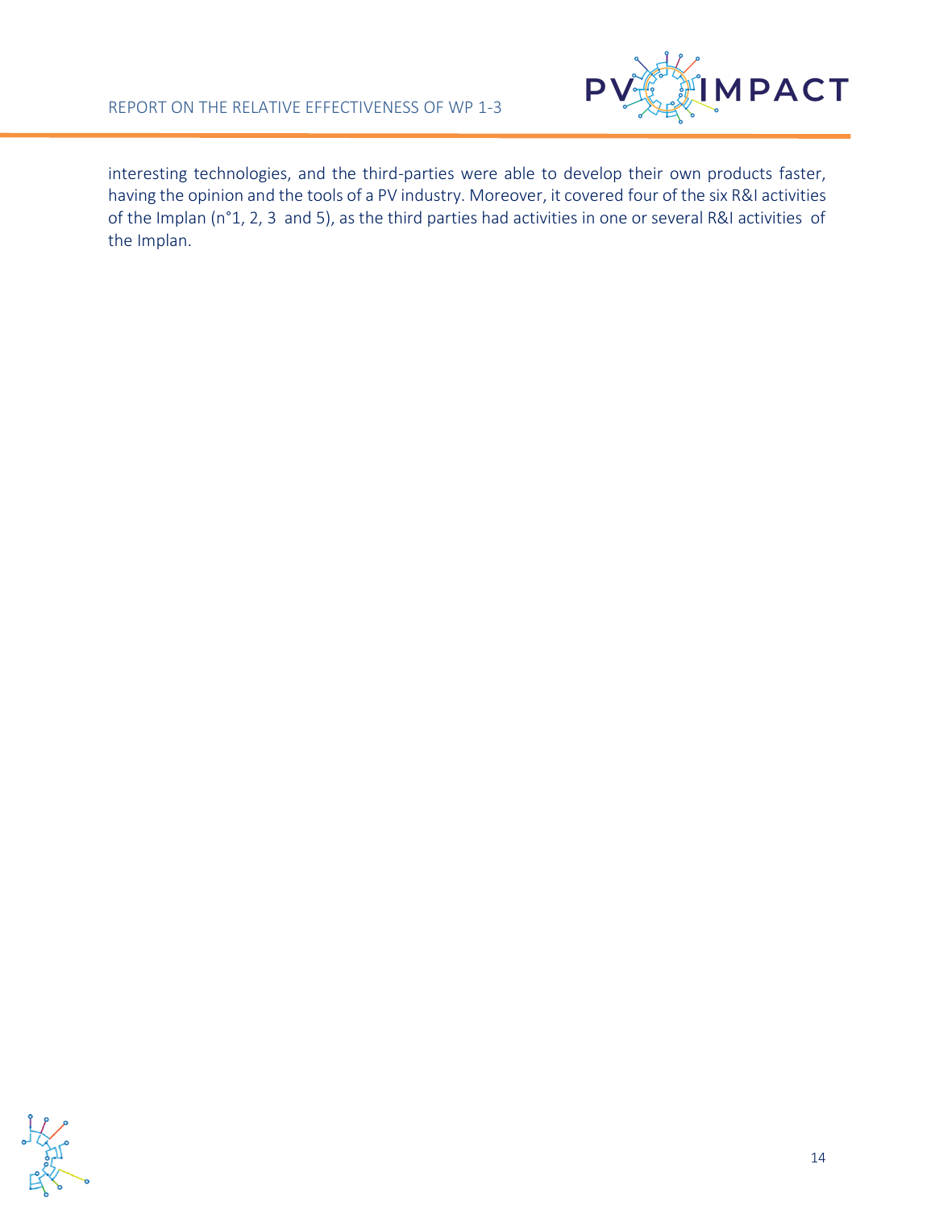interesting technologies, and the third-parties were able to develop their own products faster, having the opinion and the tools of a PV industry. Moreover, it covered four of the six R&I activities of the Implan (n°1, 2, 3 and 5), as the third parties had activities in one or several R&I activities of the Implan.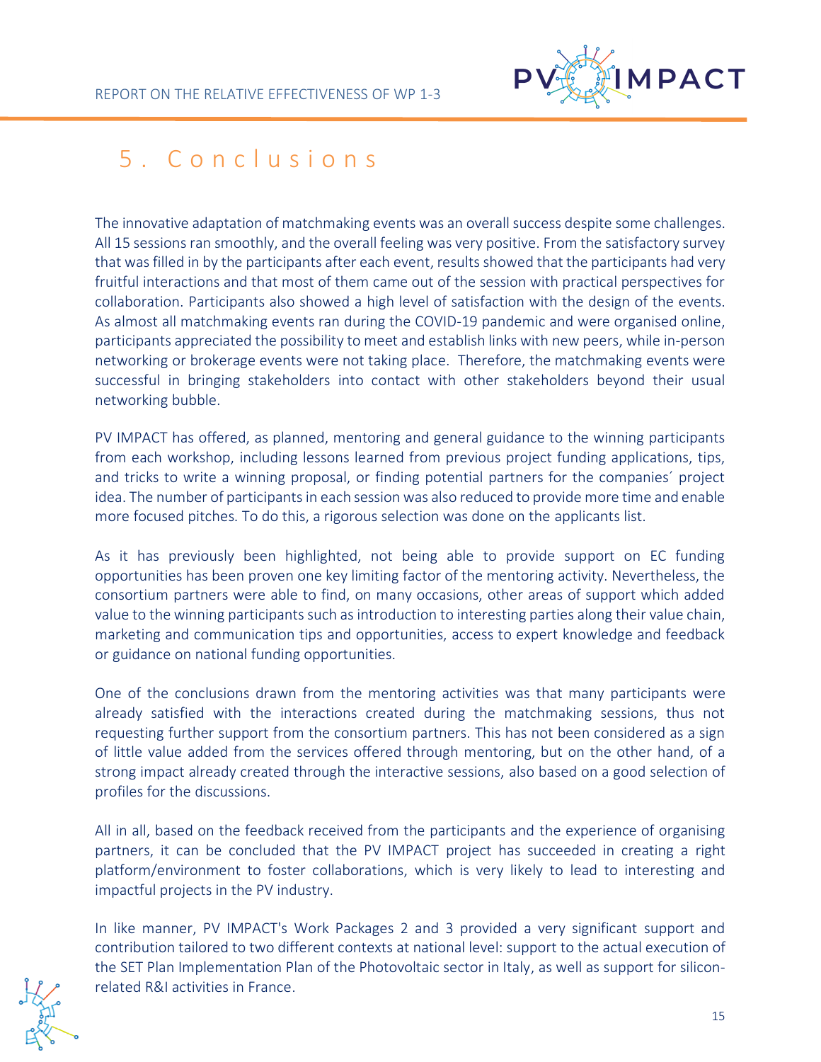# 5. Conclusions

The innovative adaptation of matchmaking events was an overall success despite some challenges. All 15 sessions ran smoothly, and the overall feeling was very positive. From the satisfactory survey that was filled in by the participants after each event, results showed that the participants had very fruitful interactions and that most of them came out of the session with practical perspectives for collaboration. Participants also showed a high level of satisfaction with the design of the events. As almost all matchmaking events ran during the COVID-19 pandemic and were organised online, participants appreciated the possibility to meet and establish links with new peers, while in-person networking or brokerage events were not taking place. Therefore, the matchmaking events were successful in bringing stakeholders into contact with other stakeholders beyond their usual networking bubble.

PV IMPACT has offered, as planned, mentoring and general guidance to the winning participants from each workshop, including lessons learned from previous project funding applications, tips, and tricks to write a winning proposal, or finding potential partners for the companies´ project idea. The number of participants in each session was also reduced to provide more time and enable more focused pitches. To do this, a rigorous selection was done on the applicants list.

As it has previously been highlighted, not being able to provide support on EC funding opportunities has been proven one key limiting factor of the mentoring activity. Nevertheless, the consortium partners were able to find, on many occasions, other areas of support which added value to the winning participants such as introduction to interesting parties along their value chain, marketing and communication tips and opportunities, access to expert knowledge and feedback or guidance on national funding opportunities.

One of the conclusions drawn from the mentoring activities was that many participants were already satisfied with the interactions created during the matchmaking sessions, thus not requesting further support from the consortium partners. This has not been considered as a sign of little value added from the services offered through mentoring, but on the other hand, of a strong impact already created through the interactive sessions, also based on a good selection of profiles for the discussions.

All in all, based on the feedback received from the participants and the experience of organising partners, it can be concluded that the PV IMPACT project has succeeded in creating a right platform/environment to foster collaborations, which is very likely to lead to interesting and impactful projects in the PV industry.

In like manner, PV IMPACT's Work Packages 2 and 3 provided a very significant support and contribution tailored to two different contexts at national level: support to the actual execution of the SET Plan Implementation Plan of the Photovoltaic sector in Italy, as well as support for silicon-related R&I activities in France.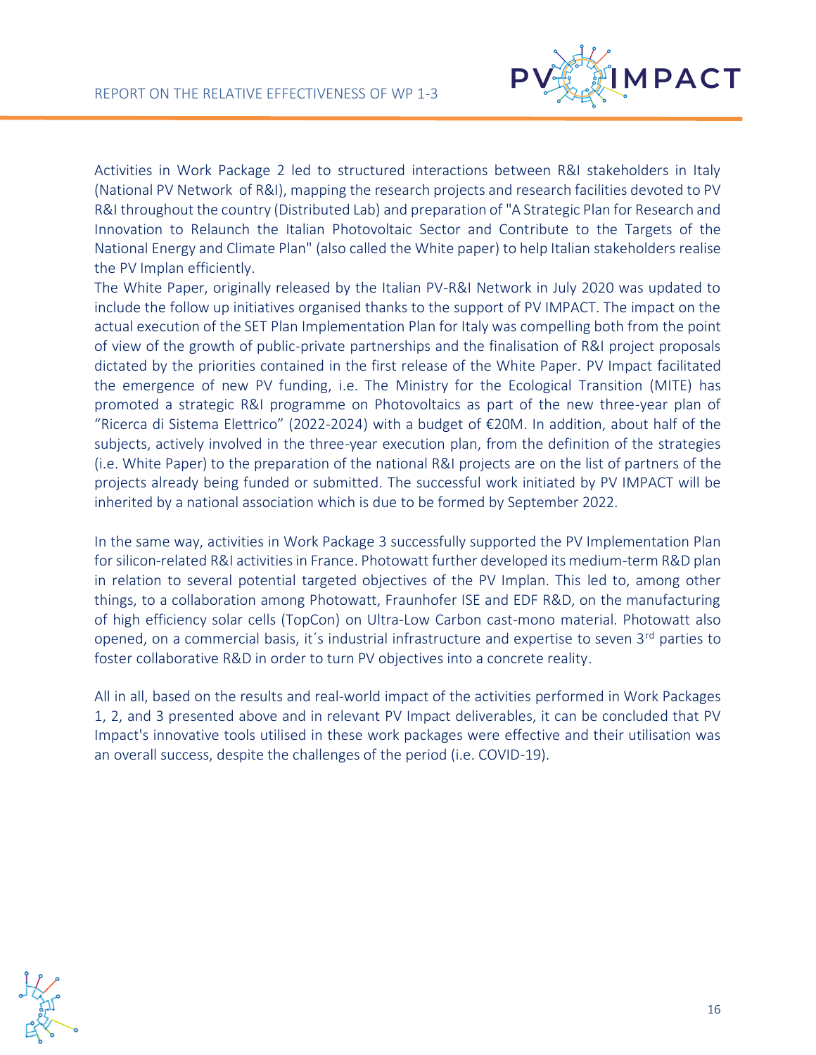Activities in Work Package 2 led to structured interactions between R&I stakeholders in Italy (National PV Network of R&I), mapping the research projects and research facilities devoted to PV R&I throughout the country (Distributed Lab) and preparation of "A Strategic Plan for Research and Innovation to Relaunch the Italian Photovoltaic Sector and Contribute to the Targets of the National Energy and Climate Plan" (also called the White paper) to help Italian stakeholders realise the PV Implan efficiently.

The White Paper, originally released by the Italian PV-R&I Network in July 2020 was updated to include the follow up initiatives organised thanks to the support of PV IMPACT. The impact on the actual execution of the SET Plan Implementation Plan for Italy was compelling both from the point of view of the growth of public-private partnerships and the finalisation of R&I project proposals dictated by the priorities contained in the first release of the White Paper. PV Impact facilitated the emergence of new PV funding, i.e. The Ministry for the Ecological Transition (MITE) has promoted a strategic R&I programme on Photovoltaics as part of the new three-year plan of "Ricerca di Sistema Elettrico" (2022-2024) with a budget of €20M. In addition, about half of the subjects, actively involved in the three-year execution plan, from the definition of the strategies (i.e. White Paper) to the preparation of the national R&I projects are on the list of partners of the projects already being funded or submitted. The successful work initiated by PV IMPACT will be inherited by a national association which is due to be formed by September 2022.

In the same way, activities in Work Package 3 successfully supported the PV Implementation Plan for silicon-related R&I activities in France. Photowatt further developed its medium-term R&D plan in relation to several potential targeted objectives of the PV Implan. This led to, among other things, to a collaboration among Photowatt, Fraunhofer ISE and EDF R&D, on the manufacturing of high efficiency solar cells (TopCon) on Ultra-Low Carbon cast-mono material. Photowatt also opened, on a commercial basis, it´s industrial infrastructure and expertise to seven 3rd parties to foster collaborative R&D in order to turn PV objectives into a concrete reality.

All in all, based on the results and real-world impact of the activities performed in Work Packages 1, 2, and 3 presented above and in relevant PV Impact deliverables, it can be concluded that PV Impact's innovative tools utilised in these work packages were effective and their utilisation was an overall success, despite the challenges of the period (i.e. COVID-19).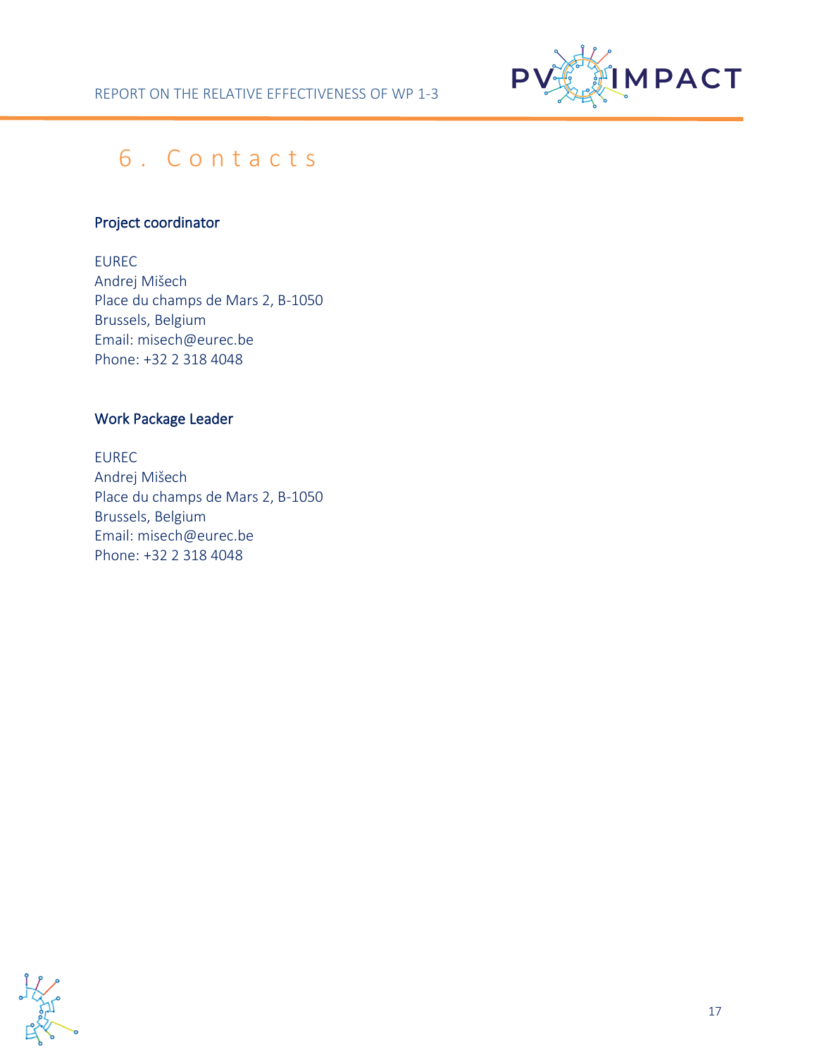# 6. Contacts

**Project coordinator**

EUREC
Andrej Mišech
Place du champs de Mars 2, B-1050
Brussels, Belgium
Email: misech@eurec.be
Phone: +32 2 318 4048

**Work Package Leader**

EUREC
Andrej Mišech
Place du champs de Mars 2, B-1050
Brussels, Belgium
Email: misech@eurec.be
Phone: +32 2 318 4048